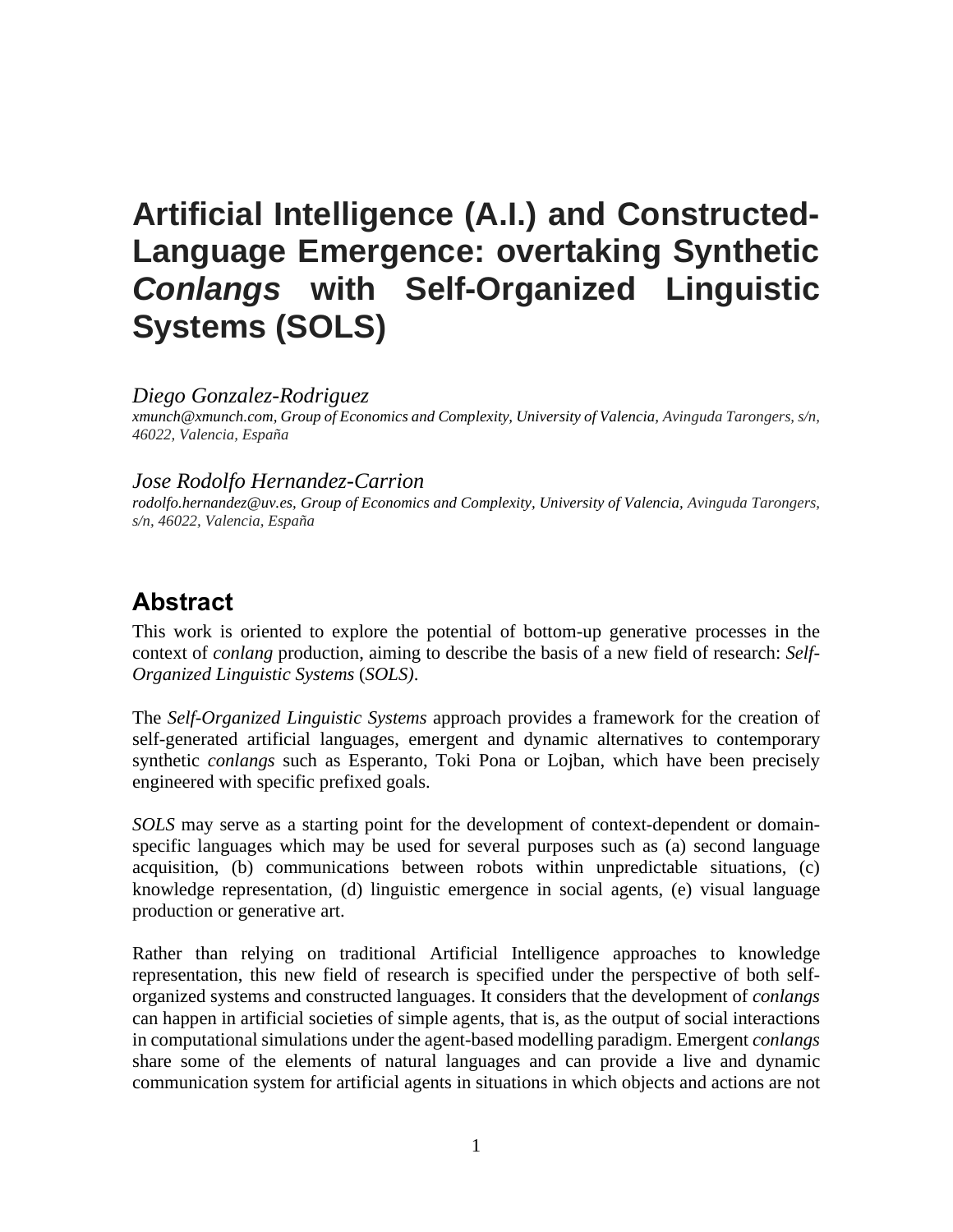# Artificial Intelligence (A.I.) and Constructed-Language Emergence: overtaking Synthetic *Conlangs* with Self-Organized Linguistic Systems (SOLS)

*Diego Gonzalez-Rodriguez*

*xmunch@xmunch.com, Group of Economics and Complexity, University of Valencia, Avinguda Tarongers, s/n, 46022, Valencia, España*

*Jose Rodolfo Hernandez-Carrion*

*rodolfo.hernandez@uv.es, Group of Economics and Complexity, University of Valencia, Avinguda Tarongers, s/n, 46022, Valencia, España*

## Abstract

This work is oriented to explore the potential of bottom-up generative processes in the context of *conlang* production, aiming to describe the basis of a new field of research: *Self-Organized Linguistic Systems* (*SOLS)*.

The *Self-Organized Linguistic Systems* approach provides a framework for the creation of self-generated artificial languages, emergent and dynamic alternatives to contemporary synthetic *conlangs* such as Esperanto, Toki Pona or Lojban, which have been precisely engineered with specific prefixed goals.

*SOLS* may serve as a starting point for the development of context-dependent or domain-specific languages which may be used for several purposes such as (a) second language acquisition, (b) communications between robots within unpredictable situations, (c) knowledge representation, (d) linguistic emergence in social agents, (e) visual language production or generative art.

Rather than relying on traditional Artificial Intelligence approaches to knowledge representation, this new field of research is specified under the perspective of both self-organized systems and constructed languages. It considers that the development of *conlangs* can happen in artificial societies of simple agents, that is, as the output of social interactions in computational simulations under the agent-based modelling paradigm. Emergent *conlangs* share some of the elements of natural languages and can provide a live and dynamic communication system for artificial agents in situations in which objects and actions are not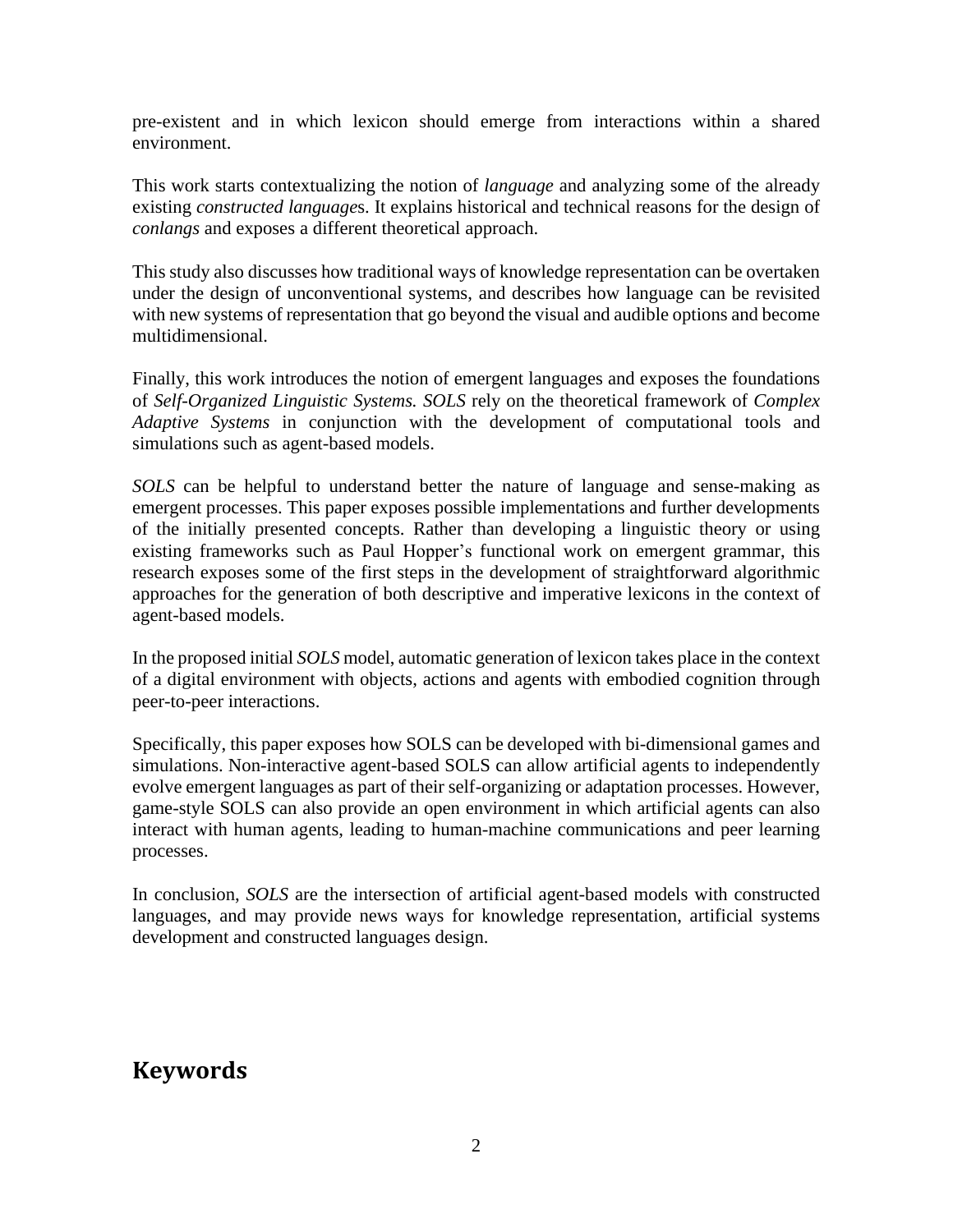pre-existent and in which lexicon should emerge from interactions within a shared environment.

This work starts contextualizing the notion of *language* and analyzing some of the already existing *constructed languages*. It explains historical and technical reasons for the design of *conlangs* and exposes a different theoretical approach.

This study also discusses how traditional ways of knowledge representation can be overtaken under the design of unconventional systems, and describes how language can be revisited with new systems of representation that go beyond the visual and audible options and become multidimensional.

Finally, this work introduces the notion of emergent languages and exposes the foundations of *Self-Organized Linguistic Systems. SOLS* rely on the theoretical framework of *Complex Adaptive Systems* in conjunction with the development of computational tools and simulations such as agent-based models.

*SOLS* can be helpful to understand better the nature of language and sense-making as emergent processes. This paper exposes possible implementations and further developments of the initially presented concepts. Rather than developing a linguistic theory or using existing frameworks such as Paul Hopper's functional work on emergent grammar, this research exposes some of the first steps in the development of straightforward algorithmic approaches for the generation of both descriptive and imperative lexicons in the context of agent-based models.

In the proposed initial *SOLS* model, automatic generation of lexicon takes place in the context of a digital environment with objects, actions and agents with embodied cognition through peer-to-peer interactions.

Specifically, this paper exposes how SOLS can be developed with bi-dimensional games and simulations. Non-interactive agent-based SOLS can allow artificial agents to independently evolve emergent languages as part of their self-organizing or adaptation processes. However, game-style SOLS can also provide an open environment in which artificial agents can also interact with human agents, leading to human-machine communications and peer learning processes.

In conclusion, *SOLS* are the intersection of artificial agent-based models with constructed languages, and may provide news ways for knowledge representation, artificial systems development and constructed languages design.

## Keywords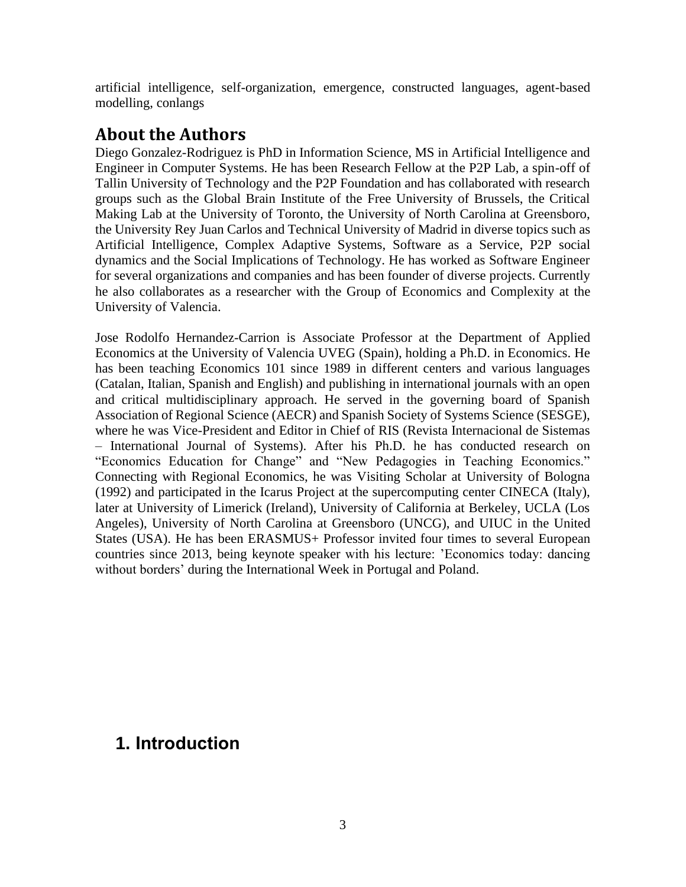artificial intelligence, self-organization, emergence, constructed languages, agent-based modelling, conlangs

## About the Authors

Diego Gonzalez-Rodriguez is PhD in Information Science, MS in Artificial Intelligence and Engineer in Computer Systems. He has been Research Fellow at the P2P Lab, a spin-off of Tallin University of Technology and the P2P Foundation and has collaborated with research groups such as the Global Brain Institute of the Free University of Brussels, the Critical Making Lab at the University of Toronto, the University of North Carolina at Greensboro, the University Rey Juan Carlos and Technical University of Madrid in diverse topics such as Artificial Intelligence, Complex Adaptive Systems, Software as a Service, P2P social dynamics and the Social Implications of Technology. He has worked as Software Engineer for several organizations and companies and has been founder of diverse projects. Currently he also collaborates as a researcher with the Group of Economics and Complexity at the University of Valencia.

Jose Rodolfo Hernandez-Carrion is Associate Professor at the Department of Applied Economics at the University of Valencia UVEG (Spain), holding a Ph.D. in Economics. He has been teaching Economics 101 since 1989 in different centers and various languages (Catalan, Italian, Spanish and English) and publishing in international journals with an open and critical multidisciplinary approach. He served in the governing board of Spanish Association of Regional Science (AECR) and Spanish Society of Systems Science (SESGE), where he was Vice-President and Editor in Chief of RIS (Revista Internacional de Sistemas – International Journal of Systems). After his Ph.D. he has conducted research on "Economics Education for Change" and "New Pedagogies in Teaching Economics." Connecting with Regional Economics, he was Visiting Scholar at University of Bologna (1992) and participated in the Icarus Project at the supercomputing center CINECA (Italy), later at University of Limerick (Ireland), University of California at Berkeley, UCLA (Los Angeles), University of North Carolina at Greensboro (UNCG), and UIUC in the United States (USA). He has been ERASMUS+ Professor invited four times to several European countries since 2013, being keynote speaker with his lecture: 'Economics today: dancing without borders' during the International Week in Portugal and Poland.

# 1. Introduction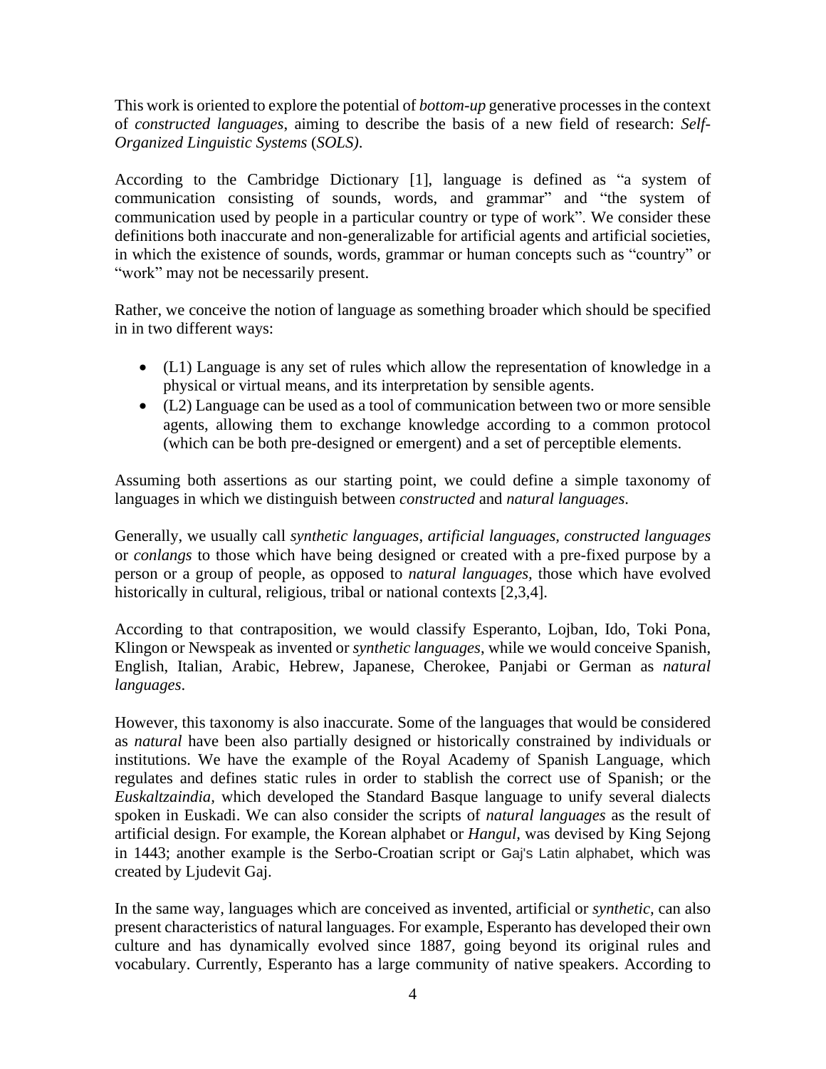This work is oriented to explore the potential of *bottom-up* generative processes in the context of *constructed languages*, aiming to describe the basis of a new field of research: *Self-Organized Linguistic Systems* (*SOLS)*.

According to the Cambridge Dictionary [1], language is defined as "a system of communication consisting of sounds, words, and grammar" and "the system of communication used by people in a particular country or type of work". We consider these definitions both inaccurate and non-generalizable for artificial agents and artificial societies, in which the existence of sounds, words, grammar or human concepts such as "country" or "work" may not be necessarily present.

Rather, we conceive the notion of language as something broader which should be specified in in two different ways:

- (L1) Language is any set of rules which allow the representation of knowledge in a physical or virtual means, and its interpretation by sensible agents.
- (L2) Language can be used as a tool of communication between two or more sensible agents, allowing them to exchange knowledge according to a common protocol (which can be both pre-designed or emergent) and a set of perceptible elements.

Assuming both assertions as our starting point, we could define a simple taxonomy of languages in which we distinguish between *constructed* and *natural languages*.

Generally, we usually call *synthetic languages*, *artificial languages*, *constructed languages* or *conlangs* to those which have being designed or created with a pre-fixed purpose by a person or a group of people, as opposed to *natural languages*, those which have evolved historically in cultural, religious, tribal or national contexts [2,3,4].

According to that contraposition, we would classify Esperanto, Lojban, Ido, Toki Pona, Klingon or Newspeak as invented or *synthetic languages*, while we would conceive Spanish, English, Italian, Arabic, Hebrew, Japanese, Cherokee, Panjabi or German as *natural languages*.

However, this taxonomy is also inaccurate. Some of the languages that would be considered as *natural* have been also partially designed or historically constrained by individuals or institutions. We have the example of the Royal Academy of Spanish Language, which regulates and defines static rules in order to stablish the correct use of Spanish; or the *Euskaltzaindia*, which developed the Standard Basque language to unify several dialects spoken in Euskadi. We can also consider the scripts of *natural languages* as the result of artificial design. For example, the Korean alphabet or *Hangul*, was devised by King Sejong in 1443; another example is the Serbo-Croatian script or Gaj's Latin alphabet, which was created by Ljudevit Gaj.

In the same way, languages which are conceived as invented, artificial or *synthetic*, can also present characteristics of natural languages. For example, Esperanto has developed their own culture and has dynamically evolved since 1887, going beyond its original rules and vocabulary. Currently, Esperanto has a large community of native speakers. According to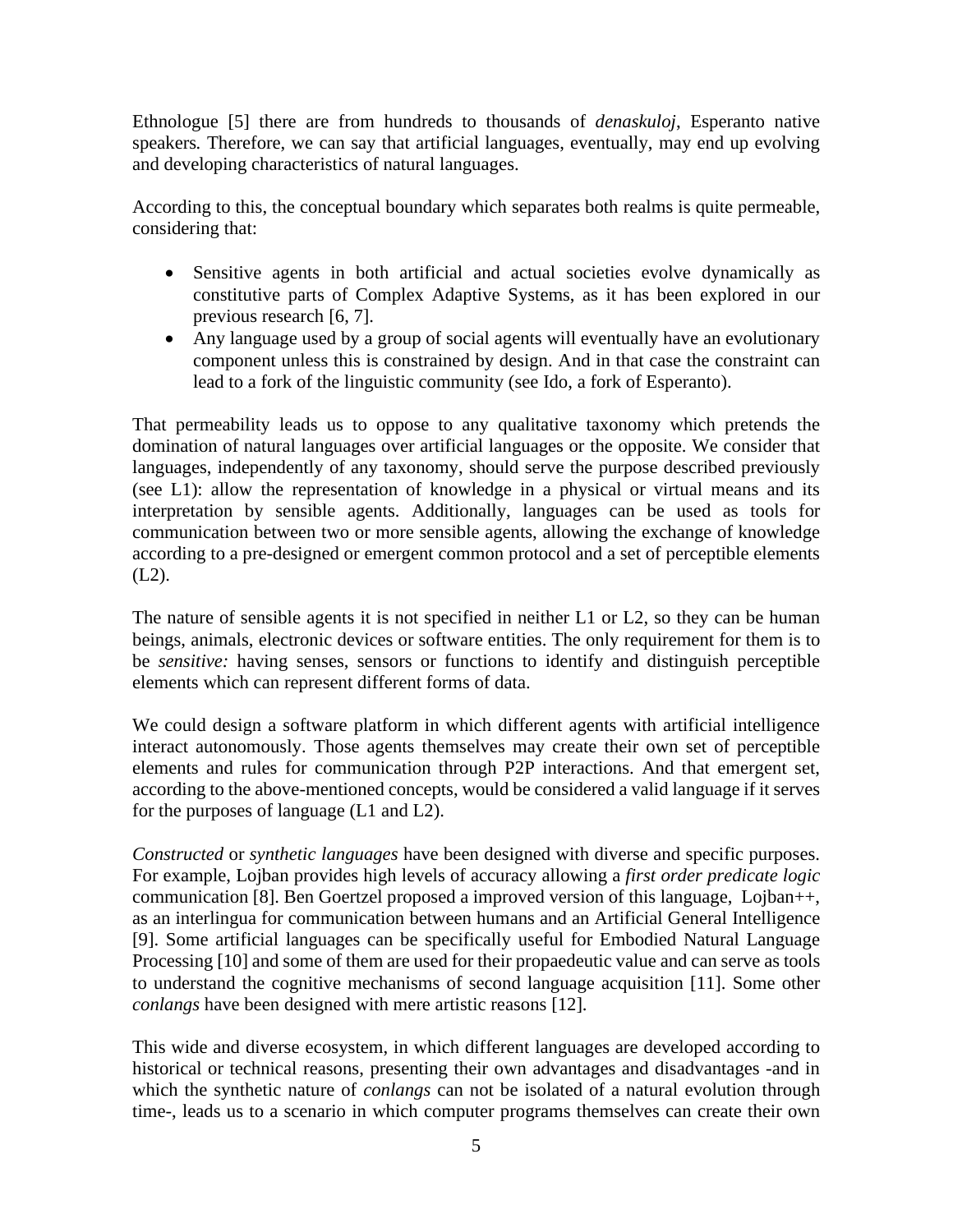Ethnologue [5] there are from hundreds to thousands of *denaskuloj*, Esperanto native speakers. Therefore, we can say that artificial languages, eventually, may end up evolving and developing characteristics of natural languages.

According to this, the conceptual boundary which separates both realms is quite permeable, considering that:

- Sensitive agents in both artificial and actual societies evolve dynamically as constitutive parts of Complex Adaptive Systems, as it has been explored in our previous research [6, 7].
- Any language used by a group of social agents will eventually have an evolutionary component unless this is constrained by design. And in that case the constraint can lead to a fork of the linguistic community (see Ido, a fork of Esperanto).

That permeability leads us to oppose to any qualitative taxonomy which pretends the domination of natural languages over artificial languages or the opposite. We consider that languages, independently of any taxonomy, should serve the purpose described previously (see L1): allow the representation of knowledge in a physical or virtual means and its interpretation by sensible agents. Additionally, languages can be used as tools for communication between two or more sensible agents, allowing the exchange of knowledge according to a pre-designed or emergent common protocol and a set of perceptible elements (L2).

The nature of sensible agents it is not specified in neither L1 or L2, so they can be human beings, animals, electronic devices or software entities. The only requirement for them is to be *sensitive:* having senses, sensors or functions to identify and distinguish perceptible elements which can represent different forms of data.

We could design a software platform in which different agents with artificial intelligence interact autonomously. Those agents themselves may create their own set of perceptible elements and rules for communication through P2P interactions. And that emergent set, according to the above-mentioned concepts, would be considered a valid language if it serves for the purposes of language (L1 and L2).

*Constructed* or *synthetic languages* have been designed with diverse and specific purposes. For example, Lojban provides high levels of accuracy allowing a *first order predicate logic* communication [8]. Ben Goertzel proposed a improved version of this language, Lojban++, as an interlingua for communication between humans and an Artificial General Intelligence [9]. Some artificial languages can be specifically useful for Embodied Natural Language Processing [10] and some of them are used for their propaedeutic value and can serve as tools to understand the cognitive mechanisms of second language acquisition [11]. Some other *conlangs* have been designed with mere artistic reasons [12].

This wide and diverse ecosystem, in which different languages are developed according to historical or technical reasons, presenting their own advantages and disadvantages -and in which the synthetic nature of *conlangs* can not be isolated of a natural evolution through time-, leads us to a scenario in which computer programs themselves can create their own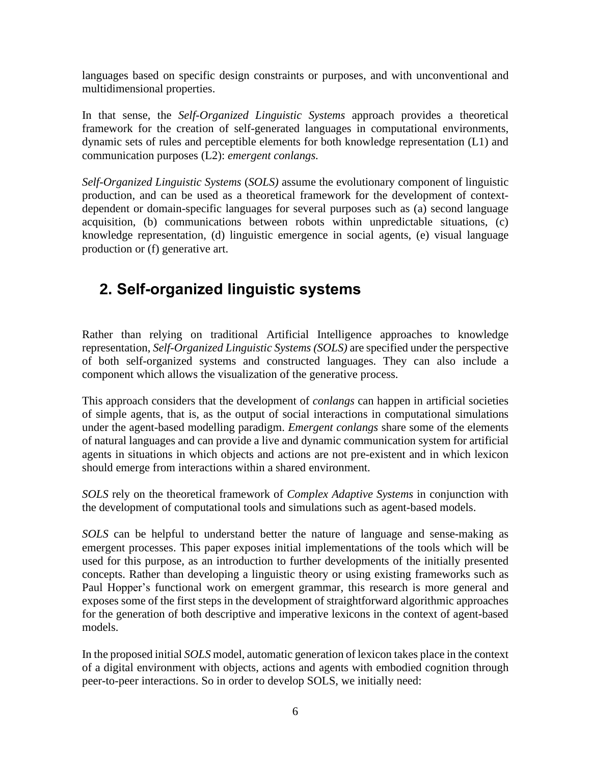languages based on specific design constraints or purposes, and with unconventional and multidimensional properties.

In that sense, the *Self-Organized Linguistic Systems* approach provides a theoretical framework for the creation of self-generated languages in computational environments, dynamic sets of rules and perceptible elements for both knowledge representation (L1) and communication purposes (L2): *emergent conlangs.*

*Self-Organized Linguistic Systems* (*SOLS)* assume the evolutionary component of linguistic production, and can be used as a theoretical framework for the development of context-dependent or domain-specific languages for several purposes such as (a) second language acquisition, (b) communications between robots within unpredictable situations, (c) knowledge representation, (d) linguistic emergence in social agents, (e) visual language production or (f) generative art.

## 2. Self-organized linguistic systems

Rather than relying on traditional Artificial Intelligence approaches to knowledge representation, *Self-Organized Linguistic Systems (SOLS)* are specified under the perspective of both self-organized systems and constructed languages. They can also include a component which allows the visualization of the generative process.

This approach considers that the development of *conlangs* can happen in artificial societies of simple agents, that is, as the output of social interactions in computational simulations under the agent-based modelling paradigm. *Emergent conlangs* share some of the elements of natural languages and can provide a live and dynamic communication system for artificial agents in situations in which objects and actions are not pre-existent and in which lexicon should emerge from interactions within a shared environment.

*SOLS* rely on the theoretical framework of *Complex Adaptive Systems* in conjunction with the development of computational tools and simulations such as agent-based models.

*SOLS* can be helpful to understand better the nature of language and sense-making as emergent processes. This paper exposes initial implementations of the tools which will be used for this purpose, as an introduction to further developments of the initially presented concepts. Rather than developing a linguistic theory or using existing frameworks such as Paul Hopper's functional work on emergent grammar, this research is more general and exposes some of the first steps in the development of straightforward algorithmic approaches for the generation of both descriptive and imperative lexicons in the context of agent-based models.

In the proposed initial *SOLS* model, automatic generation of lexicon takes place in the context of a digital environment with objects, actions and agents with embodied cognition through peer-to-peer interactions. So in order to develop SOLS, we initially need: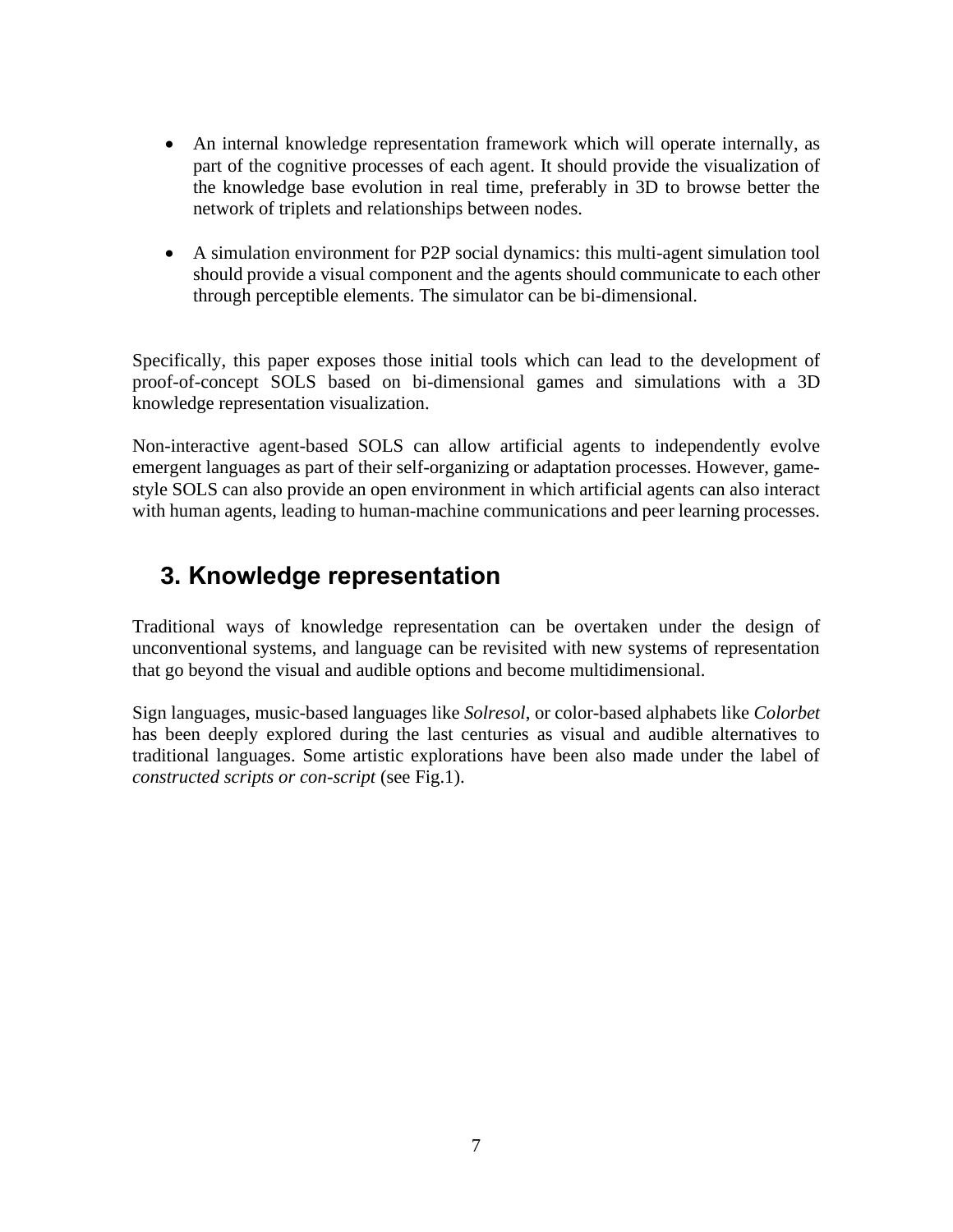- An internal knowledge representation framework which will operate internally, as part of the cognitive processes of each agent. It should provide the visualization of the knowledge base evolution in real time, preferably in 3D to browse better the network of triplets and relationships between nodes.
- A simulation environment for P2P social dynamics: this multi-agent simulation tool should provide a visual component and the agents should communicate to each other through perceptible elements. The simulator can be bi-dimensional.

Specifically, this paper exposes those initial tools which can lead to the development of proof-of-concept SOLS based on bi-dimensional games and simulations with a 3D knowledge representation visualization.

Non-interactive agent-based SOLS can allow artificial agents to independently evolve emergent languages as part of their self-organizing or adaptation processes. However, game-style SOLS can also provide an open environment in which artificial agents can also interact with human agents, leading to human-machine communications and peer learning processes.

## 3. Knowledge representation

Traditional ways of knowledge representation can be overtaken under the design of unconventional systems, and language can be revisited with new systems of representation that go beyond the visual and audible options and become multidimensional.

Sign languages, music-based languages like *Solresol*, or color-based alphabets like *Colorbet* has been deeply explored during the last centuries as visual and audible alternatives to traditional languages. Some artistic explorations have been also made under the label of *constructed scripts or con-script* (see Fig.1).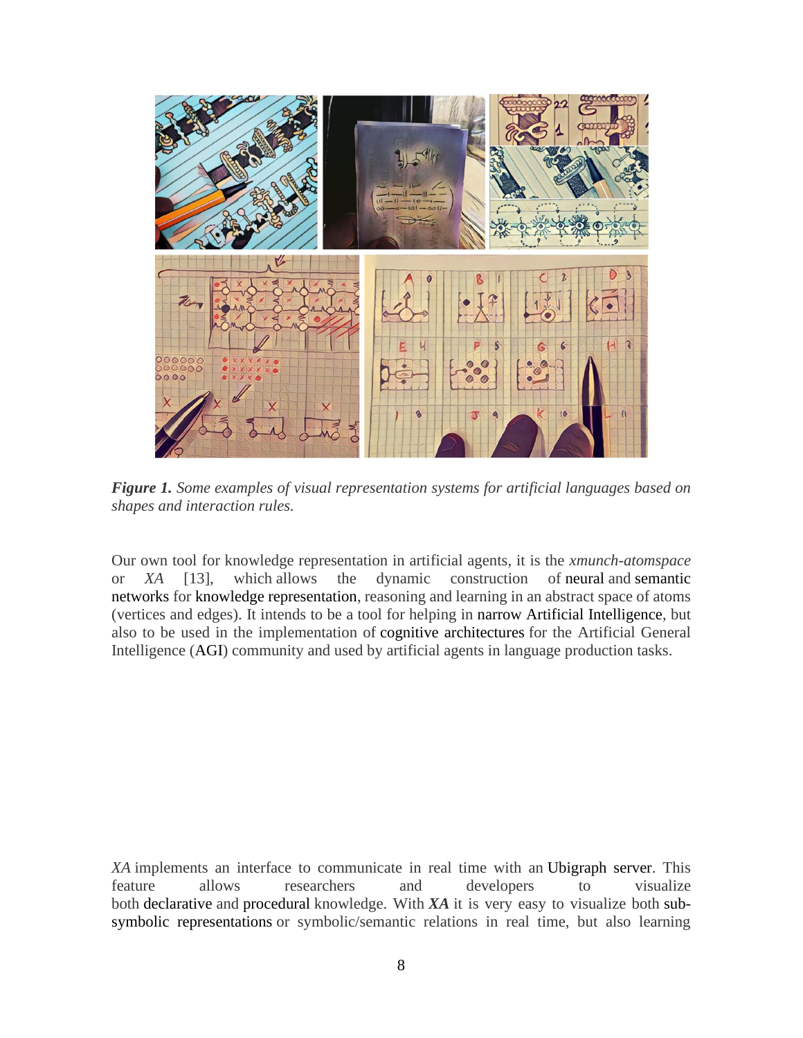*Figure 1. Some examples of visual representation systems for artificial languages based on shapes and interaction rules.*

Our own tool for knowledge representation in artificial agents, it is the *xmunch-atomspace* or *XA* [13], which allows the dynamic construction of neural and semantic networks for knowledge representation, reasoning and learning in an abstract space of atoms (vertices and edges). It intends to be a tool for helping in narrow Artificial Intelligence, but also to be used in the implementation of cognitive architectures for the Artificial General Intelligence (AGI) community and used by artificial agents in language production tasks.

*XA* implements an interface to communicate in real time with an Ubigraph server. This feature allows researchers and developers to visualize both declarative and procedural knowledge. With ***XA*** it is very easy to visualize both sub-symbolic representations or symbolic/semantic relations in real time, but also learning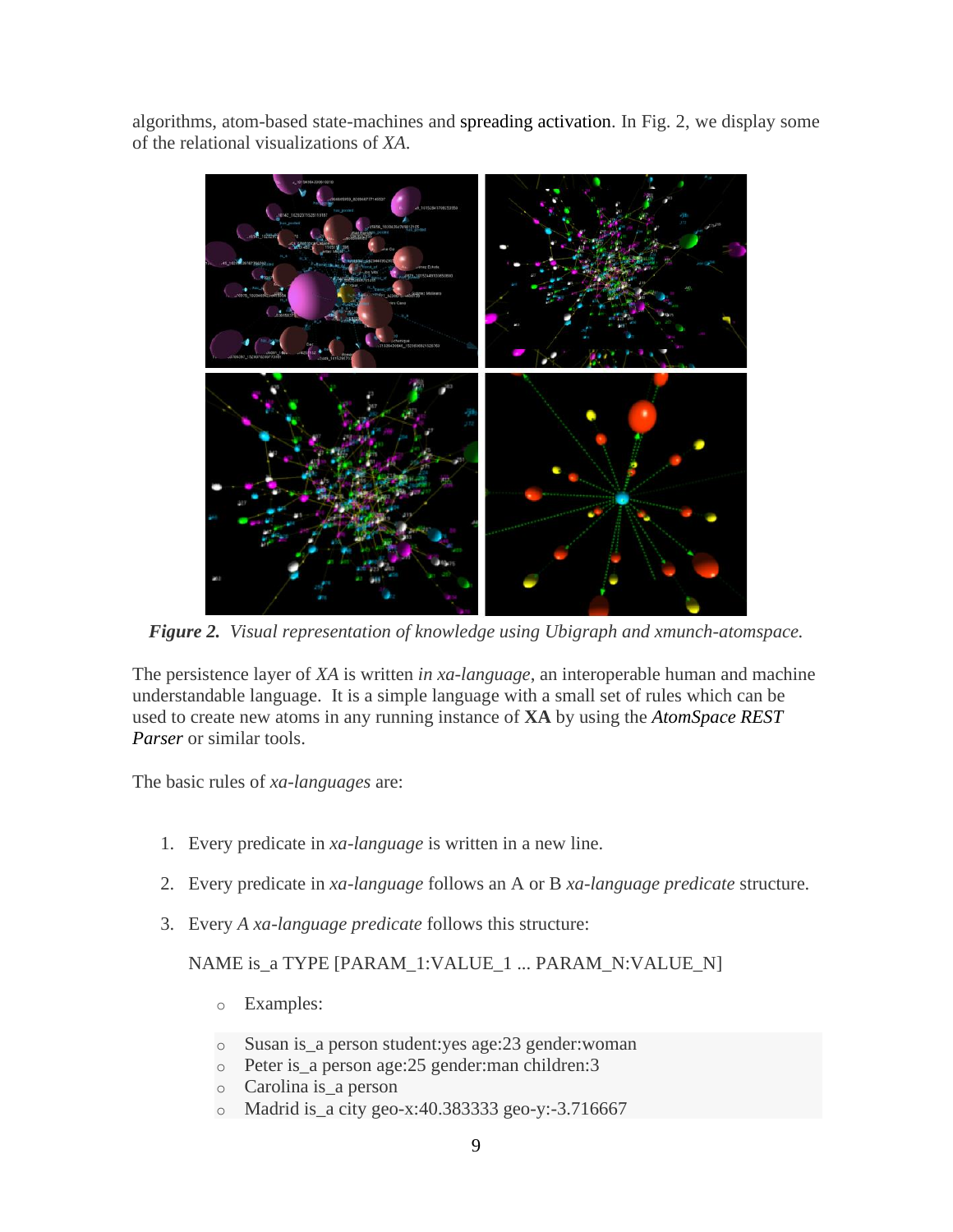algorithms, atom-based state-machines and spreading activation. In Fig. 2, we display some of the relational visualizations of *XA*.

***Figure 2.*** *Visual representation of knowledge using Ubigraph and xmunch-atomspace.*

The persistence layer of *XA* is written *in xa-language*, an interoperable human and machine understandable language. It is a simple language with a small set of rules which can be used to create new atoms in any running instance of **XA** by using the ***AtomSpace REST Parser*** or similar tools.

The basic rules of *xa-languages* are:

1. Every predicate in *xa-language* is written in a new line.
2. Every predicate in *xa-language* follows an A or B *xa-language predicate* structure.
3. Every *A xa-language predicate* follows this structure:

   NAME is_a TYPE [PARAM_1:VALUE_1 ... PARAM_N:VALUE_N]

   - Examples:

   - Susan is_a person student:yes age:23 gender:woman
   - Peter is_a person age:25 gender:man children:3
   - Carolina is_a person
   - Madrid is_a city geo-x:40.383333 geo-y:-3.716667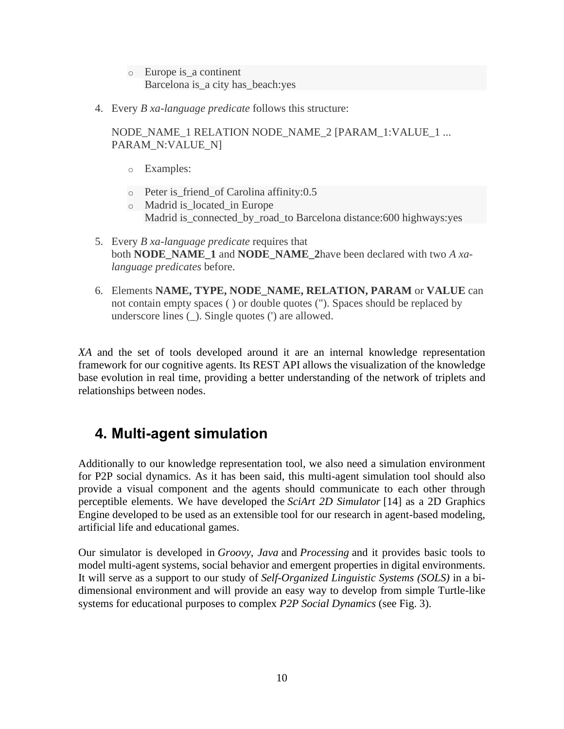- Europe is_a continent
  Barcelona is_a city has_beach:yes

4. Every *B xa-language predicate* follows this structure:

   NODE_NAME_1 RELATION NODE_NAME_2 [PARAM_1:VALUE_1 ... PARAM_N:VALUE_N]

   - Examples:
   - Peter is_friend_of Carolina affinity:0.5
   - Madrid is_located_in Europe
     Madrid is_connected_by_road_to Barcelona distance:600 highways:yes

5. Every *B xa-language predicate* requires that both **NODE_NAME_1** and **NODE_NAME_2**have been declared with two *A xa-language predicates* before.

6. Elements **NAME, TYPE, NODE_NAME, RELATION, PARAM** or **VALUE** can not contain empty spaces ( ) or double quotes ("). Spaces should be replaced by underscore lines (_). Single quotes (') are allowed.

*XA* and the set of tools developed around it are an internal knowledge representation framework for our cognitive agents. Its REST API allows the visualization of the knowledge base evolution in real time, providing a better understanding of the network of triplets and relationships between nodes.

## 4. Multi-agent simulation

Additionally to our knowledge representation tool, we also need a simulation environment for P2P social dynamics. As it has been said, this multi-agent simulation tool should also provide a visual component and the agents should communicate to each other through perceptible elements. We have developed the *SciArt 2D Simulator* [14] as a 2D Graphics Engine developed to be used as an extensible tool for our research in agent-based modeling, artificial life and educational games.

Our simulator is developed in *Groovy, Java* and *Processing* and it provides basic tools to model multi-agent systems, social behavior and emergent properties in digital environments. It will serve as a support to our study of *Self-Organized Linguistic Systems (SOLS)* in a bi-dimensional environment and will provide an easy way to develop from simple Turtle-like systems for educational purposes to complex *P2P Social Dynamics* (see Fig. 3).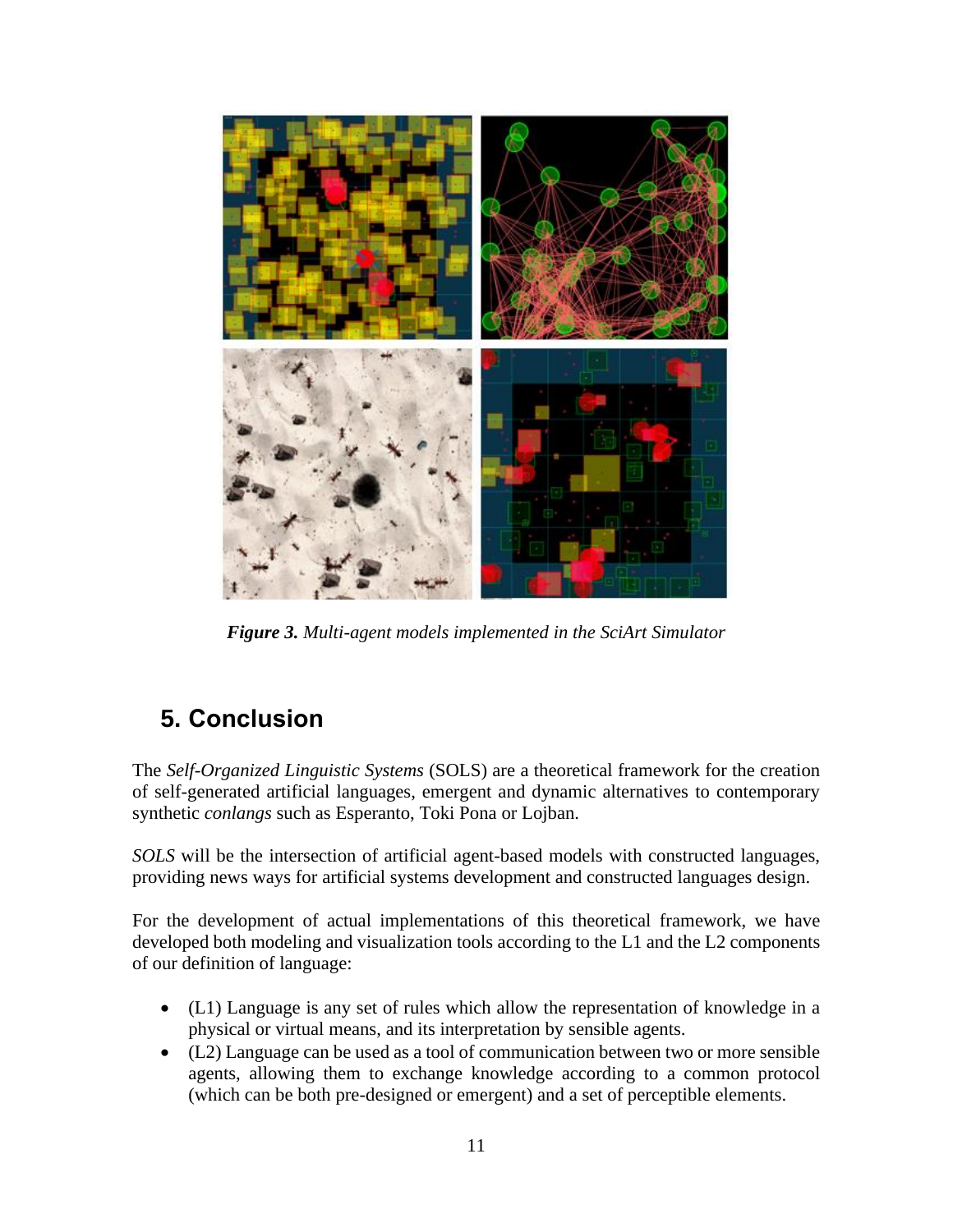*Figure 3. Multi-agent models implemented in the SciArt Simulator*

## 5. Conclusion

The *Self-Organized Linguistic Systems* (SOLS) are a theoretical framework for the creation of self-generated artificial languages, emergent and dynamic alternatives to contemporary synthetic *conlangs* such as Esperanto, Toki Pona or Lojban.

*SOLS* will be the intersection of artificial agent-based models with constructed languages, providing news ways for artificial systems development and constructed languages design.

For the development of actual implementations of this theoretical framework, we have developed both modeling and visualization tools according to the L1 and the L2 components of our definition of language:

- (L1) Language is any set of rules which allow the representation of knowledge in a physical or virtual means, and its interpretation by sensible agents.
- (L2) Language can be used as a tool of communication between two or more sensible agents, allowing them to exchange knowledge according to a common protocol (which can be both pre-designed or emergent) and a set of perceptible elements.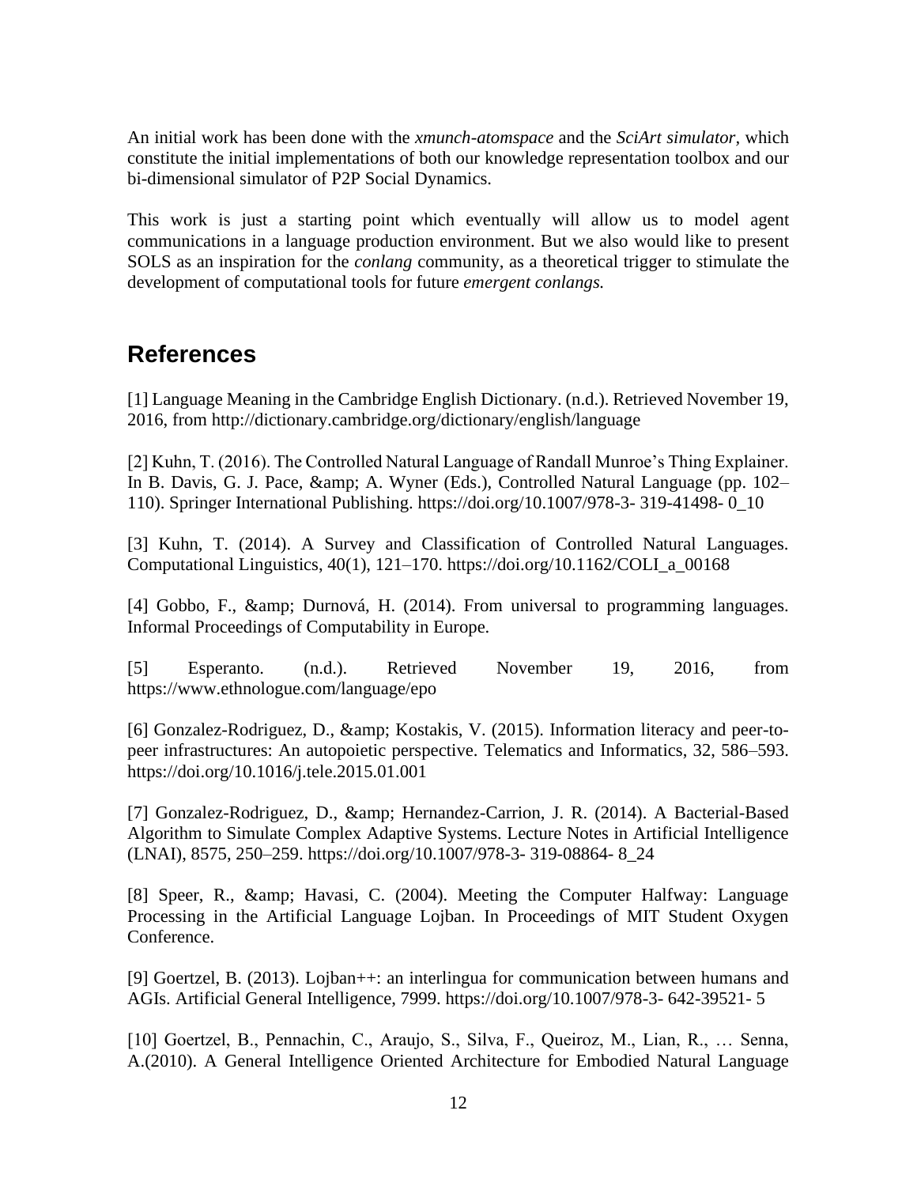An initial work has been done with the *xmunch-atomspace* and the *SciArt simulator*, which constitute the initial implementations of both our knowledge representation toolbox and our bi-dimensional simulator of P2P Social Dynamics.

This work is just a starting point which eventually will allow us to model agent communications in a language production environment. But we also would like to present SOLS as an inspiration for the *conlang* community, as a theoretical trigger to stimulate the development of computational tools for future *emergent conlangs.*

## References

[1] Language Meaning in the Cambridge English Dictionary. (n.d.). Retrieved November 19, 2016, from http://dictionary.cambridge.org/dictionary/english/language

[2] Kuhn, T. (2016). The Controlled Natural Language of Randall Munroe's Thing Explainer. In B. Davis, G. J. Pace, &amp; A. Wyner (Eds.), Controlled Natural Language (pp. 102–110). Springer International Publishing. https://doi.org/10.1007/978-3- 319-41498- 0_10

[3] Kuhn, T. (2014). A Survey and Classification of Controlled Natural Languages. Computational Linguistics, 40(1), 121–170. https://doi.org/10.1162/COLI_a_00168

[4] Gobbo, F., &amp; Durnová, H. (2014). From universal to programming languages. Informal Proceedings of Computability in Europe.

[5] Esperanto. (n.d.). Retrieved November 19, 2016, from https://www.ethnologue.com/language/epo

[6] Gonzalez-Rodriguez, D., &amp; Kostakis, V. (2015). Information literacy and peer-to-peer infrastructures: An autopoietic perspective. Telematics and Informatics, 32, 586–593. https://doi.org/10.1016/j.tele.2015.01.001

[7] Gonzalez-Rodriguez, D., &amp; Hernandez-Carrion, J. R. (2014). A Bacterial-Based Algorithm to Simulate Complex Adaptive Systems. Lecture Notes in Artificial Intelligence (LNAI), 8575, 250–259. https://doi.org/10.1007/978-3- 319-08864- 8_24

[8] Speer, R., &amp; Havasi, C. (2004). Meeting the Computer Halfway: Language Processing in the Artificial Language Lojban. In Proceedings of MIT Student Oxygen Conference.

[9] Goertzel, B. (2013). Lojban++: an interlingua for communication between humans and AGIs. Artificial General Intelligence, 7999. https://doi.org/10.1007/978-3- 642-39521- 5

[10] Goertzel, B., Pennachin, C., Araujo, S., Silva, F., Queiroz, M., Lian, R., … Senna, A.(2010). A General Intelligence Oriented Architecture for Embodied Natural Language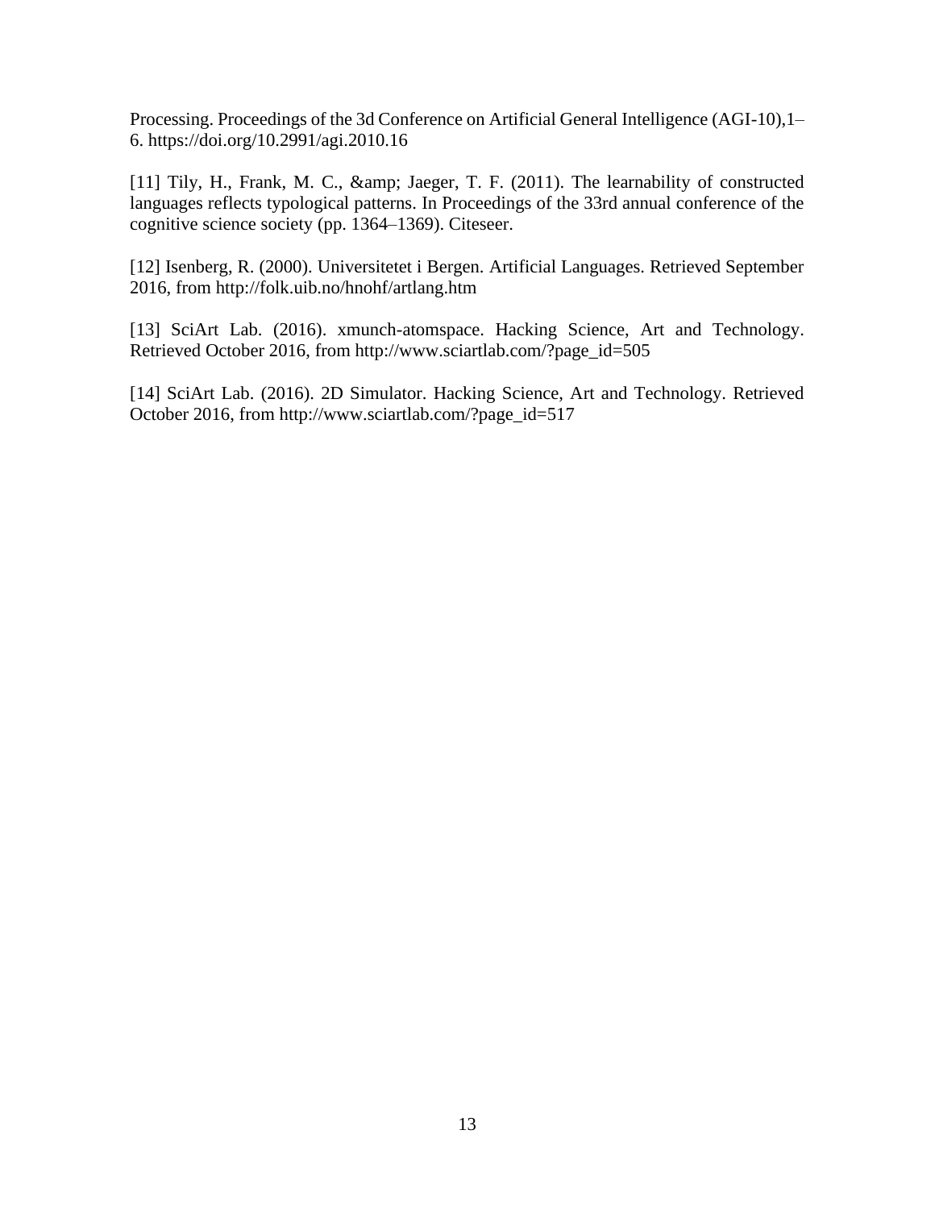Processing. Proceedings of the 3d Conference on Artificial General Intelligence (AGI-10),1–6. https://doi.org/10.2991/agi.2010.16

[11] Tily, H., Frank, M. C., &amp; Jaeger, T. F. (2011). The learnability of constructed languages reflects typological patterns. In Proceedings of the 33rd annual conference of the cognitive science society (pp. 1364–1369). Citeseer.

[12] Isenberg, R. (2000). Universitetet i Bergen. Artificial Languages. Retrieved September 2016, from http://folk.uib.no/hnohf/artlang.htm

[13] SciArt Lab. (2016). xmunch-atomspace. Hacking Science, Art and Technology. Retrieved October 2016, from http://www.sciartlab.com/?page_id=505

[14] SciArt Lab. (2016). 2D Simulator. Hacking Science, Art and Technology. Retrieved October 2016, from http://www.sciartlab.com/?page_id=517